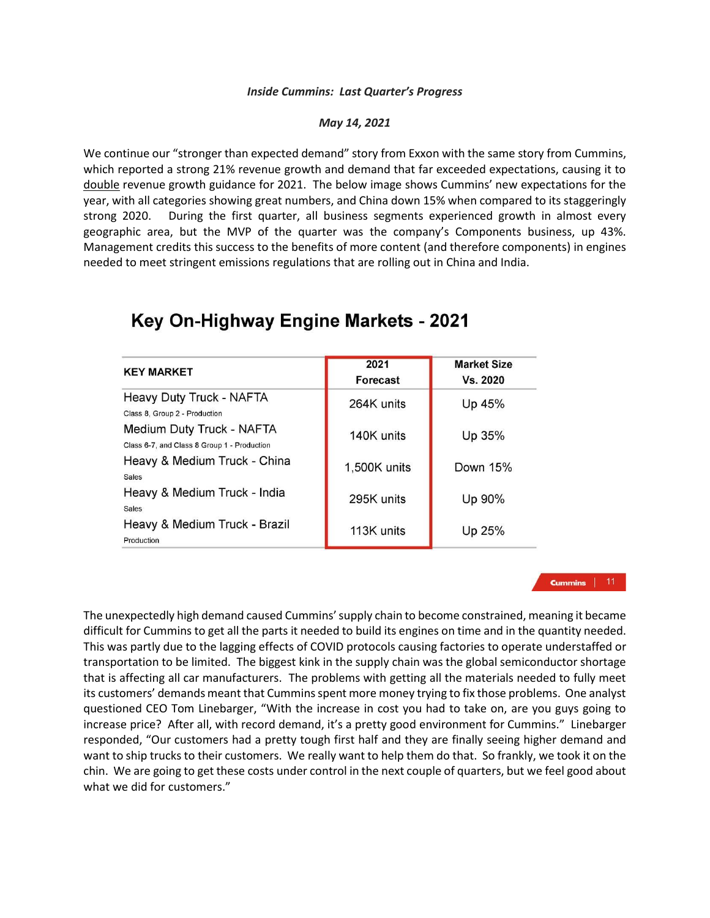*Inside Cummins: Last Quarter's Progress*

*May 14, 2021*

We continue our "stronger than expected demand" story from Exxon with the same story from Cummins, which reported a strong 21% revenue growth and demand that far exceeded expectations, causing it to double revenue growth guidance for 2021. The below image shows Cummins' new expectations for the year, with all categories showing great numbers, and China down 15% when compared to its staggeringly strong 2020. During the first quarter, all business segments experienced growth in almost every geographic area, but the MVP of the quarter was the company's Components business, up 43%. Management credits this success to the benefits of more content (and therefore components) in engines needed to meet stringent emissions regulations that are rolling out in China and India.

## Key On-Highway Engine Markets - 2021

| KEY MARKET | 2021 Forecast | Market Size Vs. 2020 |
|---|---|---|
| Heavy Duty Truck - NAFTA<br>Class 8, Group 2 - Production | 264K units | Up 45% |
| Medium Duty Truck - NAFTA<br>Class 6-7, and Class 8 Group 1 - Production | 140K units | Up 35% |
| Heavy & Medium Truck - China<br>Sales | 1,500K units | Down 15% |
| Heavy & Medium Truck - India<br>Sales | 295K units | Up 90% |
| Heavy & Medium Truck - Brazil<br>Production | 113K units | Up 25% |

Cummins | 11

The unexpectedly high demand caused Cummins' supply chain to become constrained, meaning it became difficult for Cummins to get all the parts it needed to build its engines on time and in the quantity needed. This was partly due to the lagging effects of COVID protocols causing factories to operate understaffed or transportation to be limited. The biggest kink in the supply chain was the global semiconductor shortage that is affecting all car manufacturers. The problems with getting all the materials needed to fully meet its customers' demands meant that Cummins spent more money trying to fix those problems. One analyst questioned CEO Tom Linebarger, "With the increase in cost you had to take on, are you guys going to increase price? After all, with record demand, it's a pretty good environment for Cummins." Linebarger responded, "Our customers had a pretty tough first half and they are finally seeing higher demand and want to ship trucks to their customers. We really want to help them do that. So frankly, we took it on the chin. We are going to get these costs under control in the next couple of quarters, but we feel good about what we did for customers."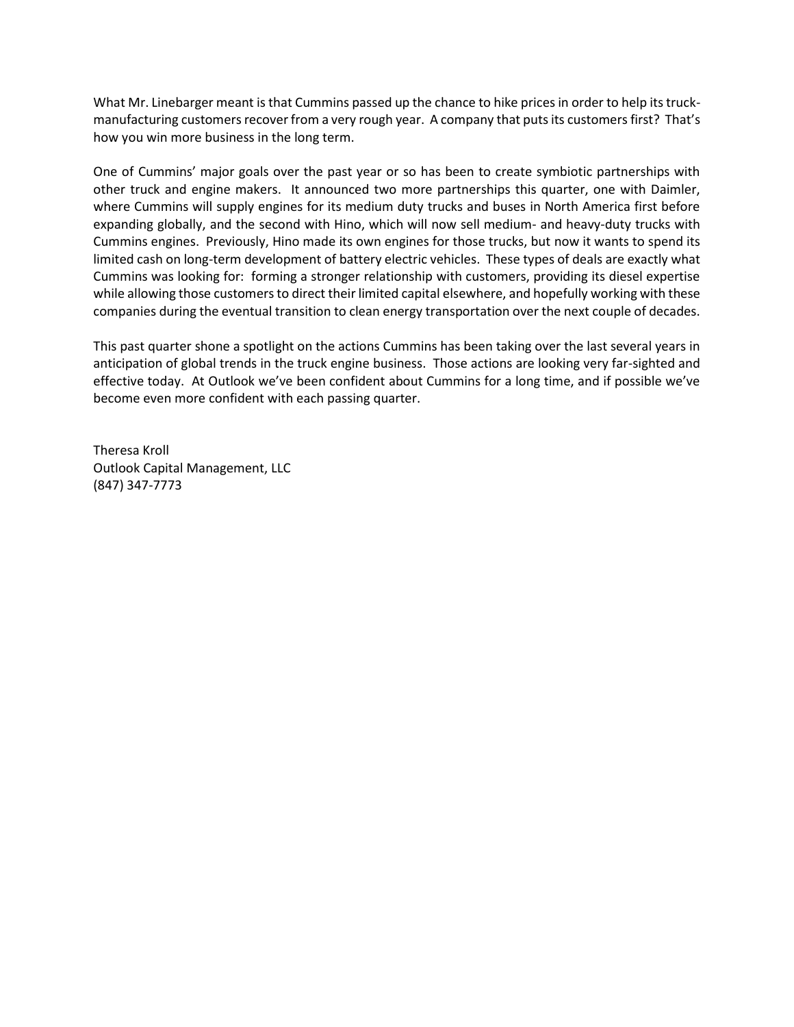What Mr. Linebarger meant is that Cummins passed up the chance to hike prices in order to help its truck-manufacturing customers recover from a very rough year. A company that puts its customers first? That's how you win more business in the long term.

One of Cummins' major goals over the past year or so has been to create symbiotic partnerships with other truck and engine makers. It announced two more partnerships this quarter, one with Daimler, where Cummins will supply engines for its medium duty trucks and buses in North America first before expanding globally, and the second with Hino, which will now sell medium- and heavy-duty trucks with Cummins engines. Previously, Hino made its own engines for those trucks, but now it wants to spend its limited cash on long-term development of battery electric vehicles. These types of deals are exactly what Cummins was looking for: forming a stronger relationship with customers, providing its diesel expertise while allowing those customers to direct their limited capital elsewhere, and hopefully working with these companies during the eventual transition to clean energy transportation over the next couple of decades.

This past quarter shone a spotlight on the actions Cummins has been taking over the last several years in anticipation of global trends in the truck engine business. Those actions are looking very far-sighted and effective today. At Outlook we've been confident about Cummins for a long time, and if possible we've become even more confident with each passing quarter.

Theresa Kroll
Outlook Capital Management, LLC
(847) 347-7773